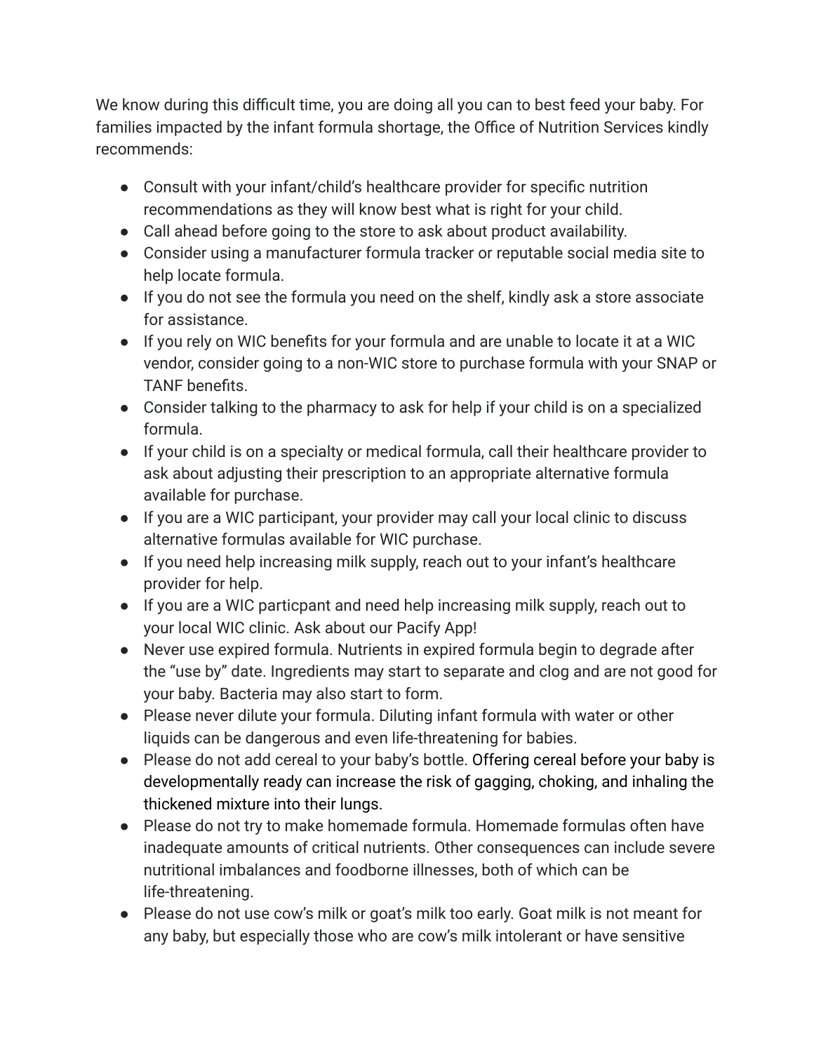We know during this difficult time, you are doing all you can to best feed your baby. For families impacted by the infant formula shortage, the Office of Nutrition Services kindly recommends:

- Consult with your infant/child's healthcare provider for specific nutrition recommendations as they will know best what is right for your child.
- Call ahead before going to the store to ask about product availability.
- Consider using a manufacturer formula tracker or reputable social media site to help locate formula.
- If you do not see the formula you need on the shelf, kindly ask a store associate for assistance.
- If you rely on WIC benefits for your formula and are unable to locate it at a WIC vendor, consider going to a non-WIC store to purchase formula with your SNAP or TANF benefits.
- Consider talking to the pharmacy to ask for help if your child is on a specialized formula.
- If your child is on a specialty or medical formula, call their healthcare provider to ask about adjusting their prescription to an appropriate alternative formula available for purchase.
- If you are a WIC participant, your provider may call your local clinic to discuss alternative formulas available for WIC purchase.
- If you need help increasing milk supply, reach out to your infant's healthcare provider for help.
- If you are a WIC particpant and need help increasing milk supply, reach out to your local WIC clinic. Ask about our Pacify App!
- Never use expired formula. Nutrients in expired formula begin to degrade after the "use by" date. Ingredients may start to separate and clog and are not good for your baby. Bacteria may also start to form.
- Please never dilute your formula. Diluting infant formula with water or other liquids can be dangerous and even life-threatening for babies.
- Please do not add cereal to your baby's bottle. Offering cereal before your baby is developmentally ready can increase the risk of gagging, choking, and inhaling the thickened mixture into their lungs.
- Please do not try to make homemade formula. Homemade formulas often have inadequate amounts of critical nutrients. Other consequences can include severe nutritional imbalances and foodborne illnesses, both of which can be life-threatening.
- Please do not use cow's milk or goat's milk too early. Goat milk is not meant for any baby, but especially those who are cow's milk intolerant or have sensitive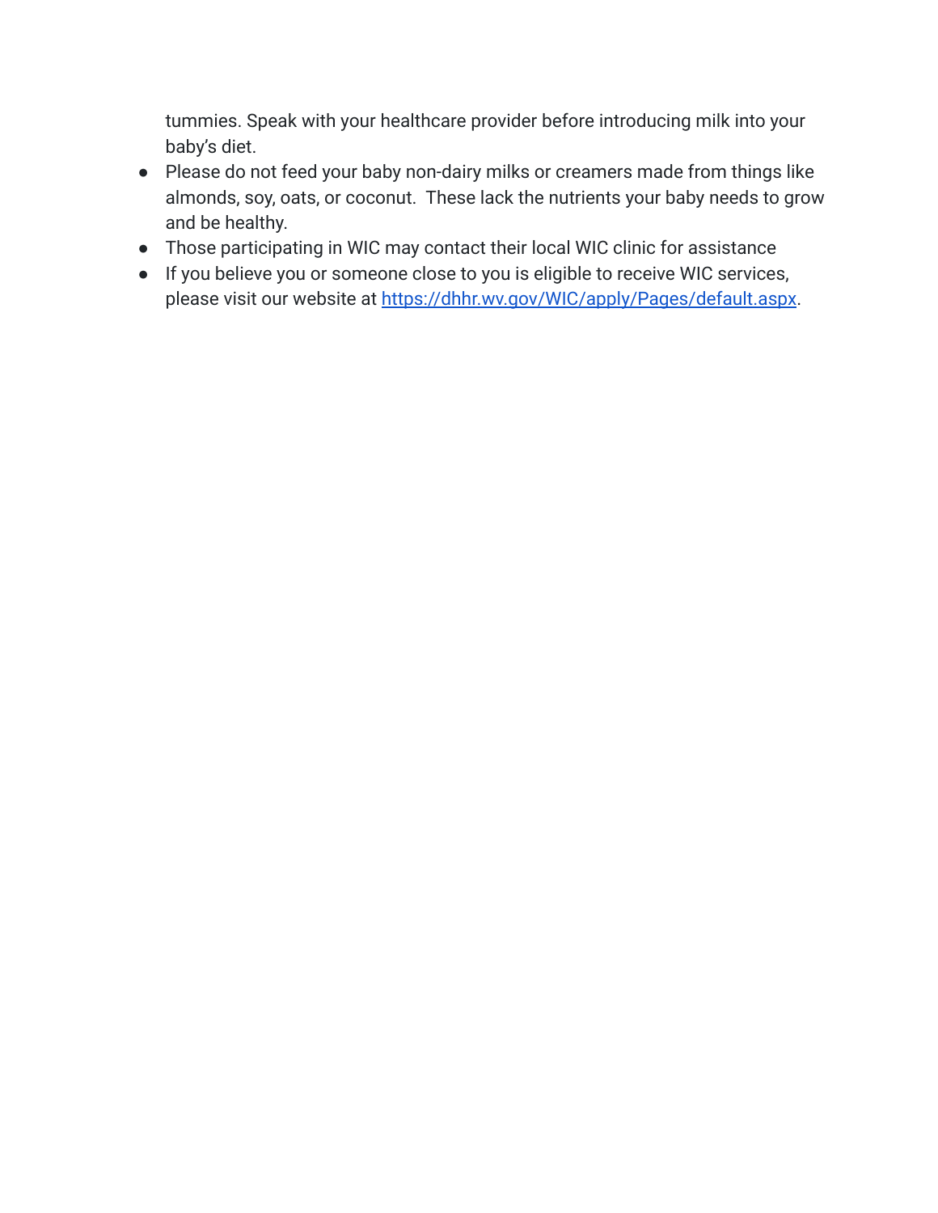tummies. Speak with your healthcare provider before introducing milk into your baby's diet.

- Please do not feed your baby non-dairy milks or creamers made from things like almonds, soy, oats, or coconut.  These lack the nutrients your baby needs to grow and be healthy.
- Those participating in WIC may contact their local WIC clinic for assistance
- If you believe you or someone close to you is eligible to receive WIC services, please visit our website at [https://dhhr.wv.gov/WIC/apply/Pages/default.aspx](https://dhhr.wv.gov/WIC/apply/Pages/default.aspx).